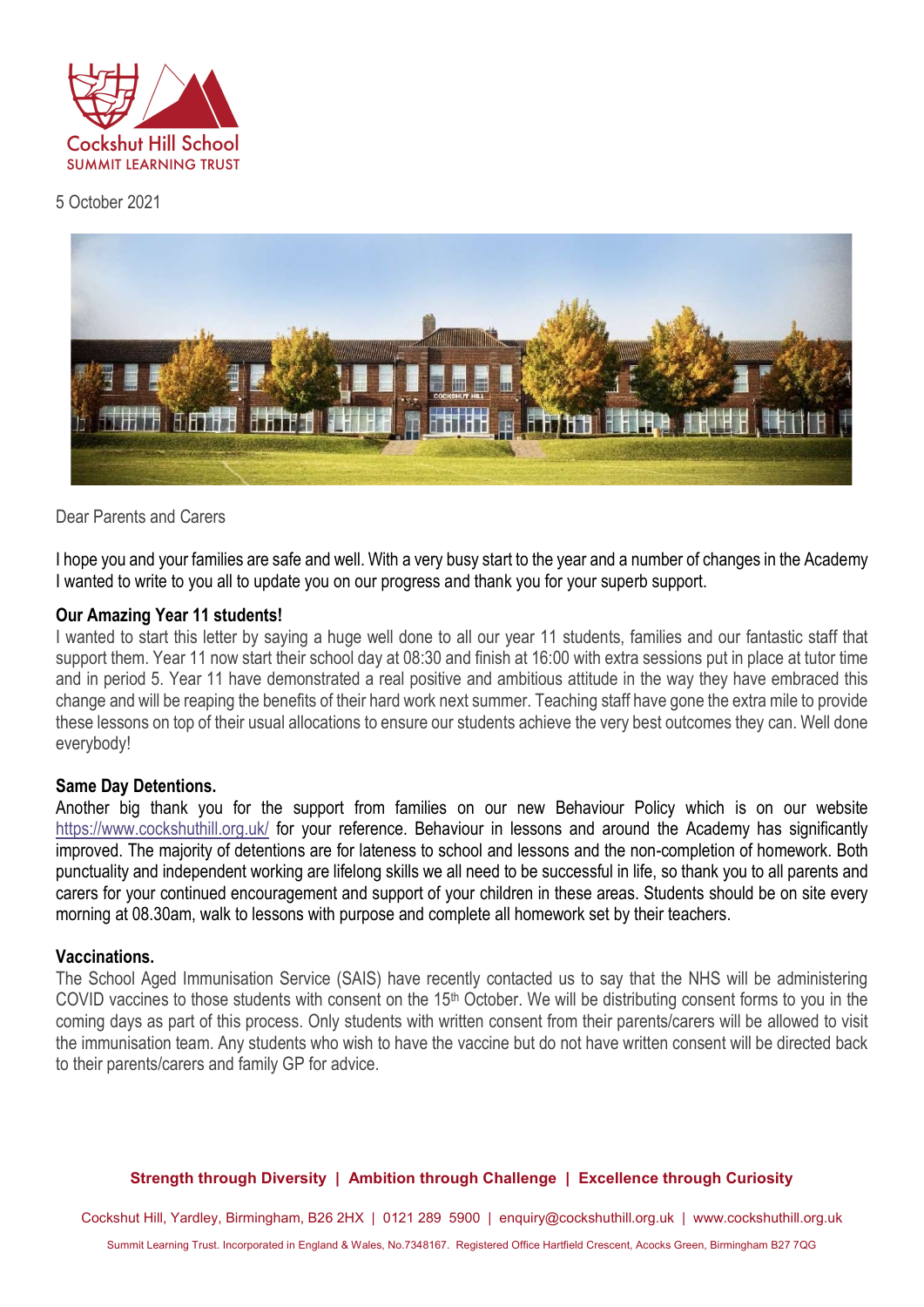Cockshut Hill School
SUMMIT LEARNING TRUST

5 October 2021

Dear Parents and Carers

I hope you and your families are safe and well. With a very busy start to the year and a number of changes in the Academy I wanted to write to you all to update you on our progress and thank you for your superb support.

**Our Amazing Year 11 students!**

I wanted to start this letter by saying a huge well done to all our year 11 students, families and our fantastic staff that support them. Year 11 now start their school day at 08:30 and finish at 16:00 with extra sessions put in place at tutor time and in period 5. Year 11 have demonstrated a real positive and ambitious attitude in the way they have embraced this change and will be reaping the benefits of their hard work next summer. Teaching staff have gone the extra mile to provide these lessons on top of their usual allocations to ensure our students achieve the very best outcomes they can. Well done everybody!

**Same Day Detentions.**

Another big thank you for the support from families on our new Behaviour Policy which is on our website https://www.cockshuthill.org.uk/ for your reference. Behaviour in lessons and around the Academy has significantly improved. The majority of detentions are for lateness to school and lessons and the non-completion of homework. Both punctuality and independent working are lifelong skills we all need to be successful in life, so thank you to all parents and carers for your continued encouragement and support of your children in these areas. Students should be on site every morning at 08.30am, walk to lessons with purpose and complete all homework set by their teachers.

**Vaccinations.**

The School Aged Immunisation Service (SAIS) have recently contacted us to say that the NHS will be administering COVID vaccines to those students with consent on the 15th October. We will be distributing consent forms to you in the coming days as part of this process. Only students with written consent from their parents/carers will be allowed to visit the immunisation team. Any students who wish to have the vaccine but do not have written consent will be directed back to their parents/carers and family GP for advice.

**Strength through Diversity | Ambition through Challenge | Excellence through Curiosity**

Cockshut Hill, Yardley, Birmingham, B26 2HX | 0121 289 5900 | enquiry@cockshuthill.org.uk | www.cockshuthill.org.uk

Summit Learning Trust. Incorporated in England & Wales, No.7348167. Registered Office Hartfield Crescent, Acocks Green, Birmingham B27 7QG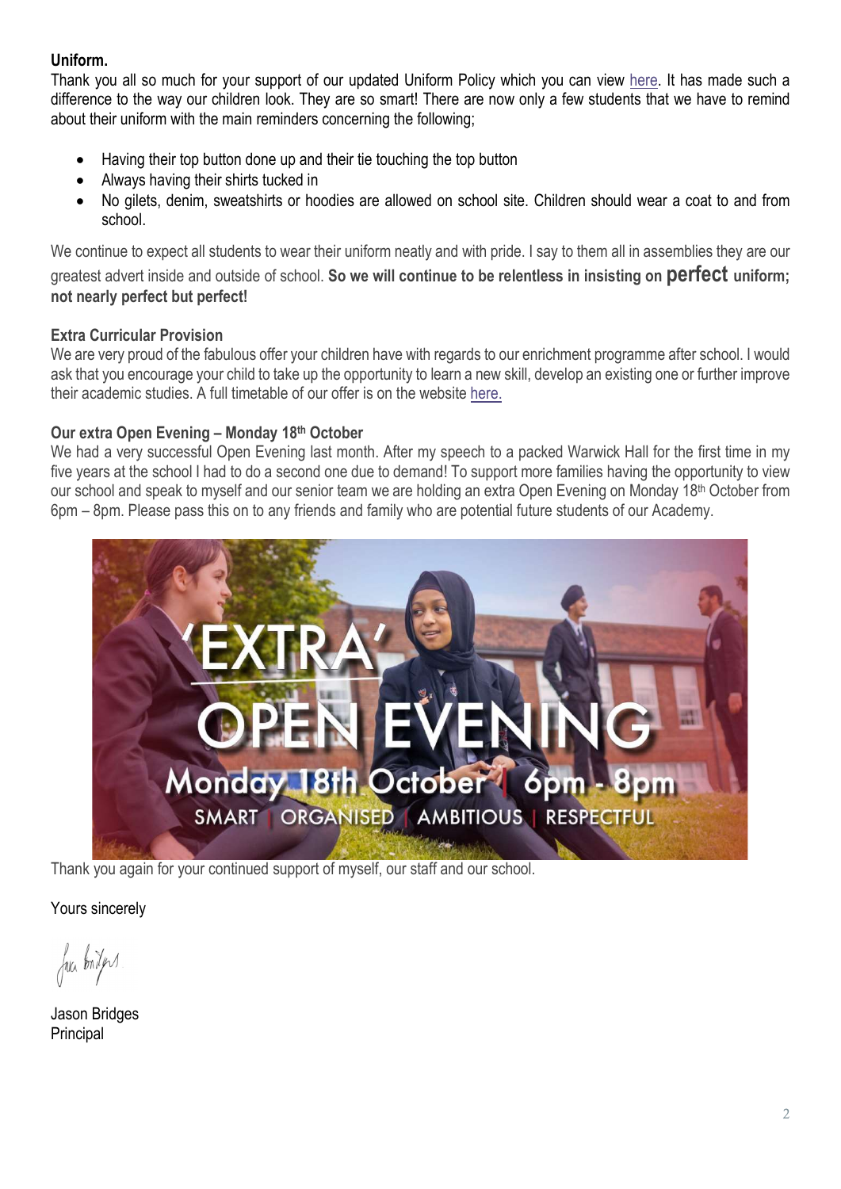**Uniform.**

Thank you all so much for your support of our updated Uniform Policy which you can view here. It has made such a difference to the way our children look. They are so smart! There are now only a few students that we have to remind about their uniform with the main reminders concerning the following;

- Having their top button done up and their tie touching the top button
- Always having their shirts tucked in
- No gilets, denim, sweatshirts or hoodies are allowed on school site. Children should wear a coat to and from school.

We continue to expect all students to wear their uniform neatly and with pride. I say to them all in assemblies they are our greatest advert inside and outside of school. **So we will continue to be relentless in insisting on perfect uniform; not nearly perfect but perfect!**

**Extra Curricular Provision**

We are very proud of the fabulous offer your children have with regards to our enrichment programme after school. I would ask that you encourage your child to take up the opportunity to learn a new skill, develop an existing one or further improve their academic studies. A full timetable of our offer is on the website here.

**Our extra Open Evening – Monday 18th October**

We had a very successful Open Evening last month. After my speech to a packed Warwick Hall for the first time in my five years at the school I had to do a second one due to demand! To support more families having the opportunity to view our school and speak to myself and our senior team we are holding an extra Open Evening on Monday 18th October from 6pm – 8pm. Please pass this on to any friends and family who are potential future students of our Academy.

'EXTRA' OPEN EVENING

Monday 18th October | 6pm - 8pm

SMART | ORGANISED | AMBITIOUS | RESPECTFUL

Thank you again for your continued support of myself, our staff and our school.

Yours sincerely

Jason Bridges
Principal